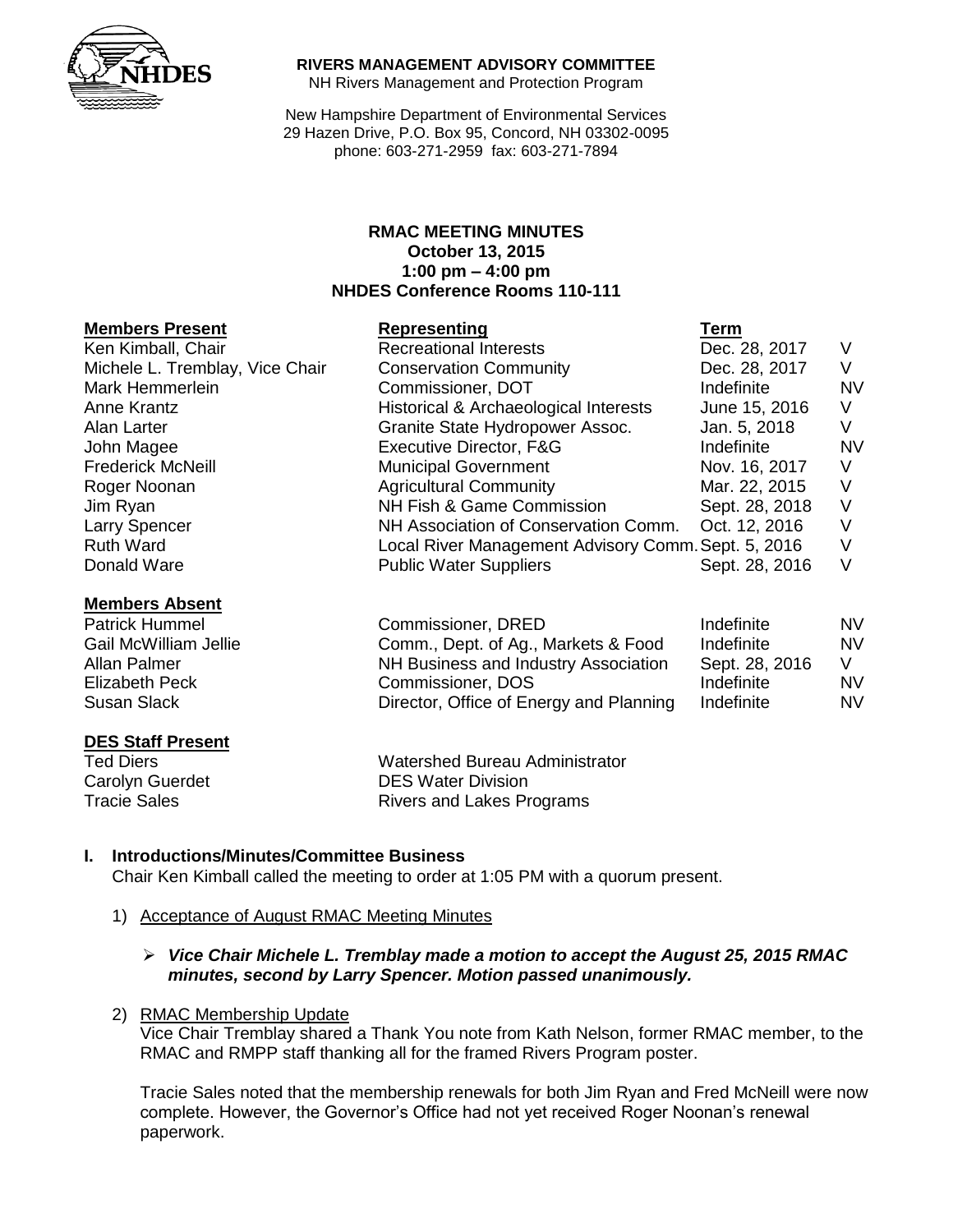**RIVERS MANAGEMENT ADVISORY COMMITTEE**
NH Rivers Management and Protection Program

New Hampshire Department of Environmental Services
29 Hazen Drive, P.O. Box 95, Concord, NH 03302-0095
phone: 603-271-2959 fax: 603-271-7894

# RMAC MEETING MINUTES
**October 13, 2015**
**1:00 pm – 4:00 pm**
**NHDES Conference Rooms 110-111**

| **Members Present** | **Representing** | **Term** | |
|---|---|---|---|
| Ken Kimball, Chair | Recreational Interests | Dec. 28, 2017 | V |
| Michele L. Tremblay, Vice Chair | Conservation Community | Dec. 28, 2017 | V |
| Mark Hemmerlein | Commissioner, DOT | Indefinite | NV |
| Anne Krantz | Historical & Archaeological Interests | June 15, 2016 | V |
| Alan Larter | Granite State Hydropower Assoc. | Jan. 5, 2018 | V |
| John Magee | Executive Director, F&G | Indefinite | NV |
| Frederick McNeill | Municipal Government | Nov. 16, 2017 | V |
| Roger Noonan | Agricultural Community | Mar. 22, 2015 | V |
| Jim Ryan | NH Fish & Game Commission | Sept. 28, 2018 | V |
| Larry Spencer | NH Association of Conservation Comm. | Oct. 12, 2016 | V |
| Ruth Ward | Local River Management Advisory Comm. | Sept. 5, 2016 | V |
| Donald Ware | Public Water Suppliers | Sept. 28, 2016 | V |

| **Members Absent** | | | |
|---|---|---|---|
| Patrick Hummel | Commissioner, DRED | Indefinite | NV |
| Gail McWilliam Jellie | Comm., Dept. of Ag., Markets & Food | Indefinite | NV |
| Allan Palmer | NH Business and Industry Association | Sept. 28, 2016 | V |
| Elizabeth Peck | Commissioner, DOS | Indefinite | NV |
| Susan Slack | Director, Office of Energy and Planning | Indefinite | NV |

| **DES Staff Present** | |
|---|---|
| Ted Diers | Watershed Bureau Administrator |
| Carolyn Guerdet | DES Water Division |
| Tracie Sales | Rivers and Lakes Programs |

## I. Introductions/Minutes/Committee Business

Chair Ken Kimball called the meeting to order at 1:05 PM with a quorum present.

1) Acceptance of August RMAC Meeting Minutes

   - ***Vice Chair Michele L. Tremblay made a motion to accept the August 25, 2015 RMAC minutes, second by Larry Spencer. Motion passed unanimously.***

2) RMAC Membership Update

   Vice Chair Tremblay shared a Thank You note from Kath Nelson, former RMAC member, to the RMAC and RMPP staff thanking all for the framed Rivers Program poster.

   Tracie Sales noted that the membership renewals for both Jim Ryan and Fred McNeill were now complete. However, the Governor's Office had not yet received Roger Noonan's renewal paperwork.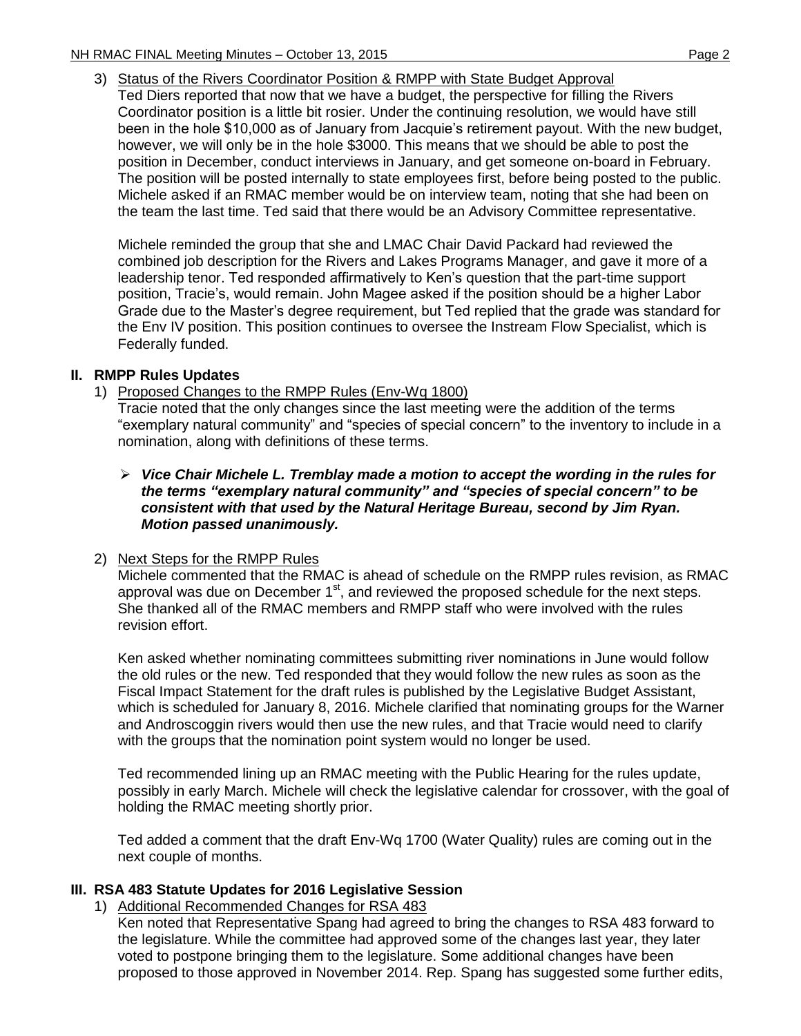3) Status of the Rivers Coordinator Position & RMPP with State Budget Approval
   Ted Diers reported that now that we have a budget, the perspective for filling the Rivers Coordinator position is a little bit rosier. Under the continuing resolution, we would have still been in the hole $10,000 as of January from Jacquie's retirement payout. With the new budget, however, we will only be in the hole $3000. This means that we should be able to post the position in December, conduct interviews in January, and get someone on-board in February. The position will be posted internally to state employees first, before being posted to the public. Michele asked if an RMAC member would be on interview team, noting that she had been on the team the last time. Ted said that there would be an Advisory Committee representative.

   Michele reminded the group that she and LMAC Chair David Packard had reviewed the combined job description for the Rivers and Lakes Programs Manager, and gave it more of a leadership tenor. Ted responded affirmatively to Ken's question that the part-time support position, Tracie's, would remain. John Magee asked if the position should be a higher Labor Grade due to the Master's requirement, but Ted replied that the grade was standard for the Env IV position. This position continues to oversee the Instream Flow Specialist, which is Federally funded.

## II. RMPP Rules Updates

1) Proposed Changes to the RMPP Rules (Env-Wq 1800)
   Tracie noted that the only changes since the last meeting were the addition of the terms "exemplary natural community" and "species of special concern" to the inventory to include in a nomination, along with definitions of these terms.

   - ***Vice Chair Michele L. Tremblay made a motion to accept the wording in the rules for the terms "exemplary natural community" and "species of special concern" to be consistent with that used by the Natural Heritage Bureau, second by Jim Ryan. Motion passed unanimously.***

2) Next Steps for the RMPP Rules
   Michele commented that the RMAC is ahead of schedule on the RMPP rules revision, as RMAC approval was due on December 1st, and reviewed the proposed schedule for the next steps. She thanked all of the RMAC members and RMPP staff who were involved with the rules revision effort.

   Ken asked whether nominating committees submitting river nominations in June would follow the old rules or the new. Ted responded that they would follow the new rules as soon as the Fiscal Impact Statement for the draft rules is published by the Legislative Budget Assistant, which is scheduled for January 8, 2016. Michele clarified that nominating groups for the Warner and Androscoggin rivers would then use the new rules, and that Tracie would need to clarify with the groups that the nomination point system would no longer be used.

   Ted recommended lining up an RMAC meeting with the Public Hearing for the rules update, possibly in early March. Michele will check the legislative calendar for crossover, with the goal of holding the RMAC meeting shortly prior.

   Ted added a comment that the draft Env-Wq 1700 (Water Quality) rules are coming out in the next couple of months.

## III. RSA 483 Statute Updates for 2016 Legislative Session

1) Additional Recommended Changes for RSA 483
   Ken noted that Representative Spang had agreed to bring the changes to RSA 483 forward to the legislature. While the committee had approved some of the changes last year, they later voted to postpone bringing them to the legislature. Some additional changes have been proposed to those approved in November 2014. Rep. Spang has suggested some further edits,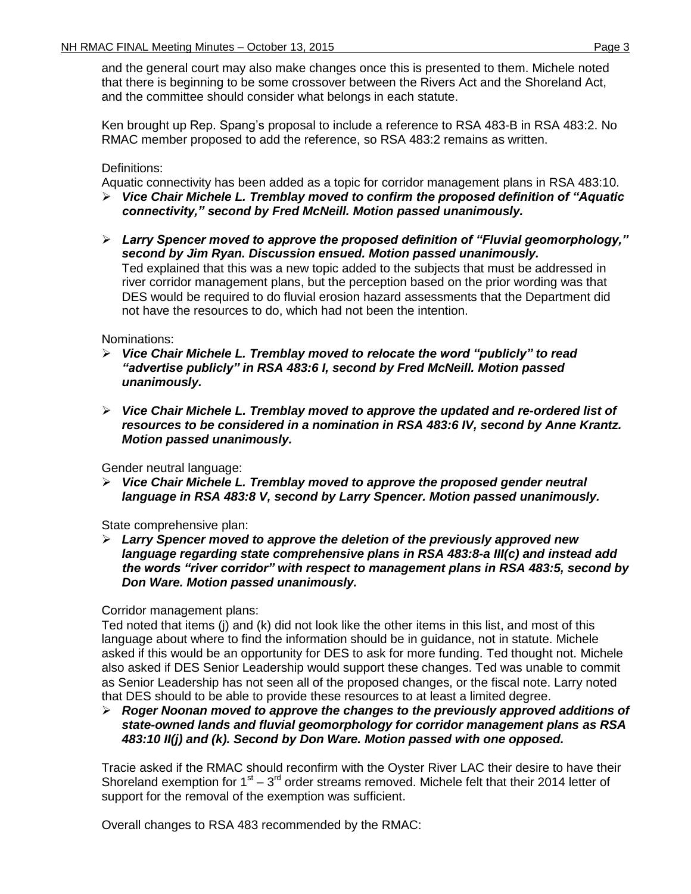and the general court may also make changes once this is presented to them. Michele noted that there is beginning to be some crossover between the Rivers Act and the Shoreland Act, and the committee should consider what belongs in each statute.

Ken brought up Rep. Spang's proposal to include a reference to RSA 483-B in RSA 483:2. No RMAC member proposed to add the reference, so RSA 483:2 remains as written.

Definitions:
Aquatic connectivity has been added as a topic for corridor management plans in RSA 483:10.

- ***Vice Chair Michele L. Tremblay moved to confirm the proposed definition of "Aquatic connectivity," second by Fred McNeill. Motion passed unanimously.***

- ***Larry Spencer moved to approve the proposed definition of "Fluvial geomorphology," second by Jim Ryan. Discussion ensued. Motion passed unanimously.***
  Ted explained that this was a new topic added to the subjects that must be addressed in river corridor management plans, but the perception based on the prior wording was that DES would be required to do fluvial erosion hazard assessments that the Department did not have the resources to do, which had not been the intention.

Nominations:

- ***Vice Chair Michele L. Tremblay moved to relocate the word "publicly" to read "advertise publicly" in RSA 483:6 I, second by Fred McNeill. Motion passed unanimously.***

- ***Vice Chair Michele L. Tremblay moved to approve the updated and re-ordered list of resources to be considered in a nomination in RSA 483:6 IV, second by Anne Krantz. Motion passed unanimously.***

Gender neutral language:

- ***Vice Chair Michele L. Tremblay moved to approve the proposed gender neutral language in RSA 483:8 V, second by Larry Spencer. Motion passed unanimously.***

State comprehensive plan:

- ***Larry Spencer moved to approve the deletion of the previously approved new language regarding state comprehensive plans in RSA 483:8-a III(c) and instead add the words "river corridor" with respect to management plans in RSA 483:5, second by Don Ware. Motion passed unanimously.***

Corridor management plans:
Ted noted that items (j) and (k) did not look like the other items in this list, and most of this language about where to find the information should be in guidance, not in statute. Michele asked if this would be an opportunity for DES to ask for more funding. Ted thought not. Michele also asked if DES Senior Leadership would support these changes. Ted was unable to commit as Senior Leadership has not seen all of the proposed changes, or the fiscal note. Larry noted that DES should to be able to provide these resources to at least a limited degree.

- ***Roger Noonan moved to approve the changes to the previously approved additions of state-owned lands and fluvial geomorphology for corridor management plans as RSA 483:10 II(j) and (k). Second by Don Ware. Motion passed with one opposed.***

Tracie asked if the RMAC should reconfirm with the Oyster River LAC their desire to have their Shoreland exemption for 1st – 3rd order streams removed. Michele felt that their 2014 letter of support for the removal of the exemption was sufficient.

Overall changes to RSA 483 recommended by the RMAC: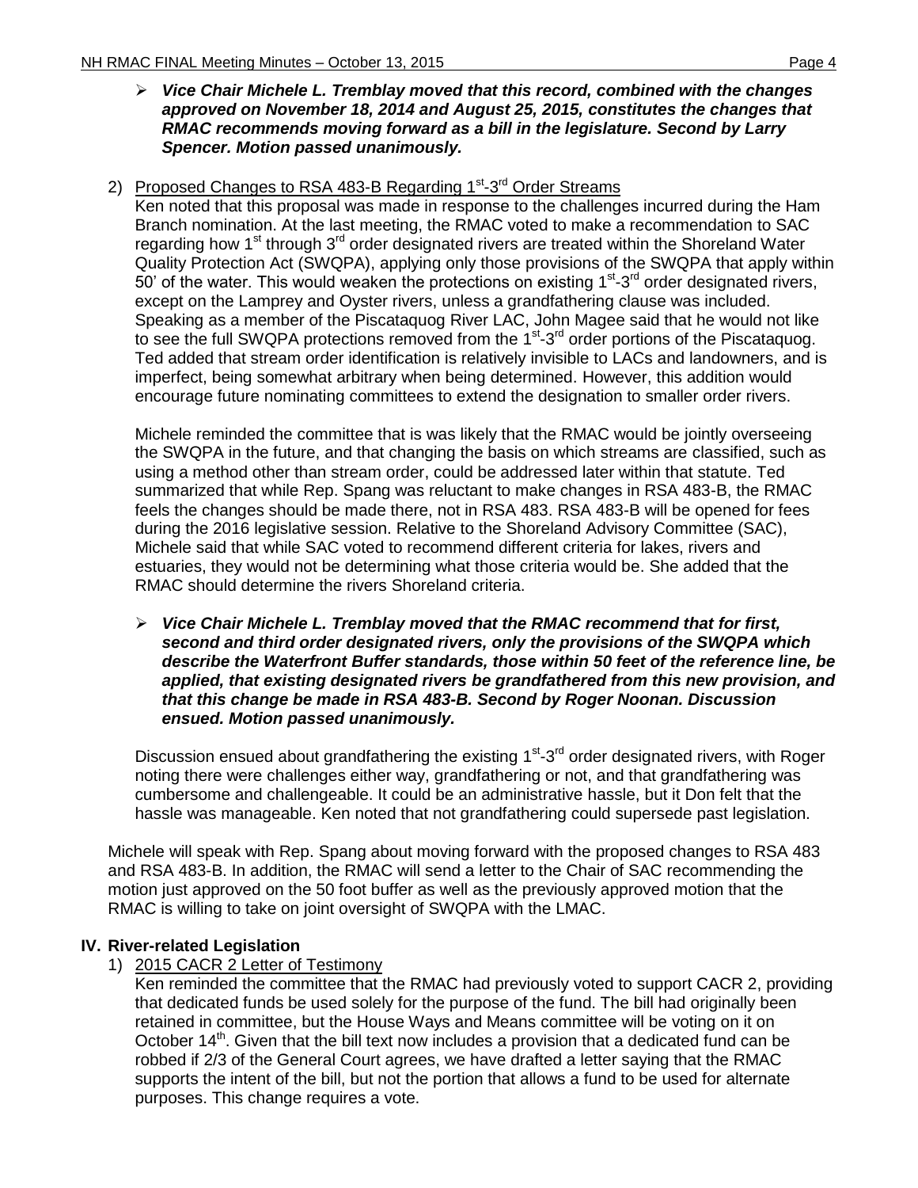- ***Vice Chair Michele L. Tremblay moved that this record, combined with the changes approved on November 18, 2014 and August 25, 2015, constitutes the changes that RMAC recommends moving forward as a bill in the legislature. Second by Larry Spencer. Motion passed unanimously.***

2) Proposed Changes to RSA 483-B Regarding 1st-3rd Order Streams

Ken noted that this proposal was made in response to the challenges incurred during the Ham Branch nomination. At the last meeting, the RMAC voted to make a recommendation to SAC regarding how 1st through 3rd order designated rivers are treated within the Shoreland Water Quality Protection Act (SWQPA), applying only those provisions of the SWQPA that apply within 50' of the water. This would weaken the protections on existing 1st-3rd order designated rivers, except on the Lamprey and Oyster rivers, unless a grandfathering clause was included. Speaking as a member of the Piscataquog River LAC, John Magee said that he would not like to see the full SWQPA protections removed from the 1st-3rd order portions of the Piscataquog. Ted added that stream order identification is relatively invisible to LACs and landowners, and is imperfect, being somewhat arbitrary when being determined. However, this addition would encourage future nominating committees to extend the designation to smaller order rivers.

Michele reminded the committee that is was likely that the RMAC would be jointly overseeing the SWQPA in the future, and that changing the basis on which streams are classified, such as using a method other than stream order, could be addressed later within that statute. Ted summarized that while Rep. Spang was reluctant to make changes in RSA 483-B, the RMAC feels the changes should be made there, not in RSA 483. RSA 483-B will be opened for fees during the 2016 legislative session. Relative to the Shoreland Advisory Committee (SAC), Michele said that while SAC voted to recommend different criteria for lakes, rivers and estuaries, they would not be determining what those criteria would be. She added that the RMAC should determine the rivers Shoreland criteria.

- ***Vice Chair Michele L. Tremblay moved that the RMAC recommend that for first, second and third order designated rivers, only the provisions of the SWQPA which describe the Waterfront Buffer standards, those within 50 feet of the reference line, be applied, that existing designated rivers be grandfathered from this new provision, and that this change be made in RSA 483-B. Second by Roger Noonan. Discussion ensued. Motion passed unanimously.***

Discussion ensued about grandfathering the existing 1st-3rd order designated rivers, with Roger noting there were challenges either way, grandfathering or not, and that grandfathering was cumbersome and challengeable. It could be an administrative hassle, but it Don felt that the hassle was manageable. Ken noted that not grandfathering could supersede past legislation.

Michele will speak with Rep. Spang about moving forward with the proposed changes to RSA 483 and RSA 483-B. In addition, the RMAC will send a letter to the Chair of SAC recommending the motion just approved on the 50 foot buffer as well as the previously approved motion that the RMAC is willing to take on joint oversight of SWQPA with the LMAC.

## IV. River-related Legislation

1) 2015 CACR 2 Letter of Testimony

Ken reminded the committee that the RMAC had previously voted to support CACR 2, providing that dedicated funds be used solely for the purpose of the fund. The bill had originally been retained in committee, but the House Ways and Means committee will be voting on it on October 14th. Given that the bill text now includes a provision that a dedicated fund can be robbed if 2/3 of the General Court agrees, we have drafted a letter saying that the RMAC supports the intent of the bill, but not the portion that allows a fund to be used for alternate purposes. This change requires a vote.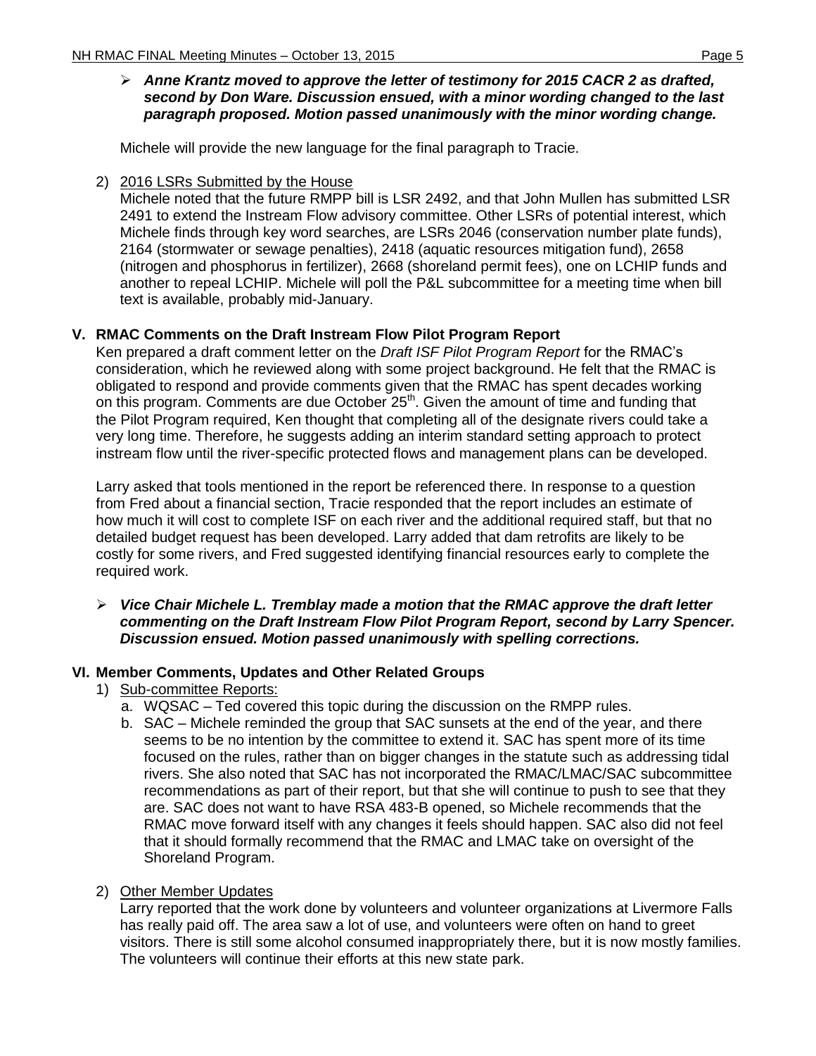- ***Anne Krantz moved to approve the letter of testimony for 2015 CACR 2 as drafted, second by Don Ware. Discussion ensued, with a minor wording changed to the last paragraph proposed. Motion passed unanimously with the minor wording change.***

Michele will provide the new language for the final paragraph to Tracie.

2) 2016 LSRs Submitted by the House

Michele noted that the future RMPP bill is LSR 2492, and that John Mullen has submitted LSR 2491 to extend the Instream Flow advisory committee. Other LSRs of potential interest, which Michele finds through key word searches, are LSRs 2046 (conservation number plate funds), 2164 (stormwater or sewage penalties), 2418 (aquatic resources mitigation fund), 2658 (nitrogen and phosphorus in fertilizer), 2668 (shoreland permit fees), one on LCHIP funds and another to repeal LCHIP. Michele will poll the P&L subcommittee for a meeting time when bill text is available, probably mid-January.

## V. RMAC Comments on the Draft Instream Flow Pilot Program Report

Ken prepared a draft comment letter on the *Draft ISF Pilot Program Report* for the RMAC's consideration, which he reviewed along with some project background. He felt that the RMAC is obligated to respond and provide comments given that the RMAC has spent decades working on this program. Comments are due October 25th. Given the amount of time and funding that the Pilot Program required, Ken thought that completing all of the designate rivers could take a very long time. Therefore, he suggests adding an interim standard setting approach to protect instream flow until the river-specific protected flows and management plans can be developed.

Larry asked that tools mentioned in the report be referenced there. In response to a question from Fred about a financial section, Tracie responded that the report includes an estimate of how much it will cost to complete ISF on each river and the additional required staff, but that no detailed budget request has been developed. Larry added that dam retrofits are likely to be costly for some rivers, and Fred suggested identifying financial resources early to complete the required work.

- ***Vice Chair Michele L. Tremblay made a motion that the RMAC approve the draft letter commenting on the Draft Instream Flow Pilot Program Report, second by Larry Spencer. Discussion ensued. Motion passed unanimously with spelling corrections.***

## VI. Member Comments, Updates and Other Related Groups

1) Sub-committee Reports:
   a. WQSAC – Ted covered this topic during the discussion on the RMPP rules.
   b. SAC – Michele reminded the group that SAC sunsets at the end of the year, and there seems to be no intention by the committee to extend it. SAC has spent more of its time focused on the rules, rather than on bigger changes in the statute such as addressing tidal rivers. She also noted that SAC has not incorporated the RMAC/LMAC/SAC subcommittee recommendations as part of their report, but that she will continue to push to see that they are. SAC does not want to have RSA 483-B opened, so Michele recommends that the RMAC move forward itself with any changes it feels should happen. SAC also did not feel that it should formally recommend that the RMAC and LMAC take on oversight of the Shoreland Program.

2) Other Member Updates

Larry reported that the work done by volunteers and volunteer organizations at Livermore Falls has really paid off. The area saw a lot of use, and volunteers were often on hand to greet visitors. There is still some alcohol consumed inappropriately there, but it is now mostly families. The volunteers will continue their efforts at this new state park.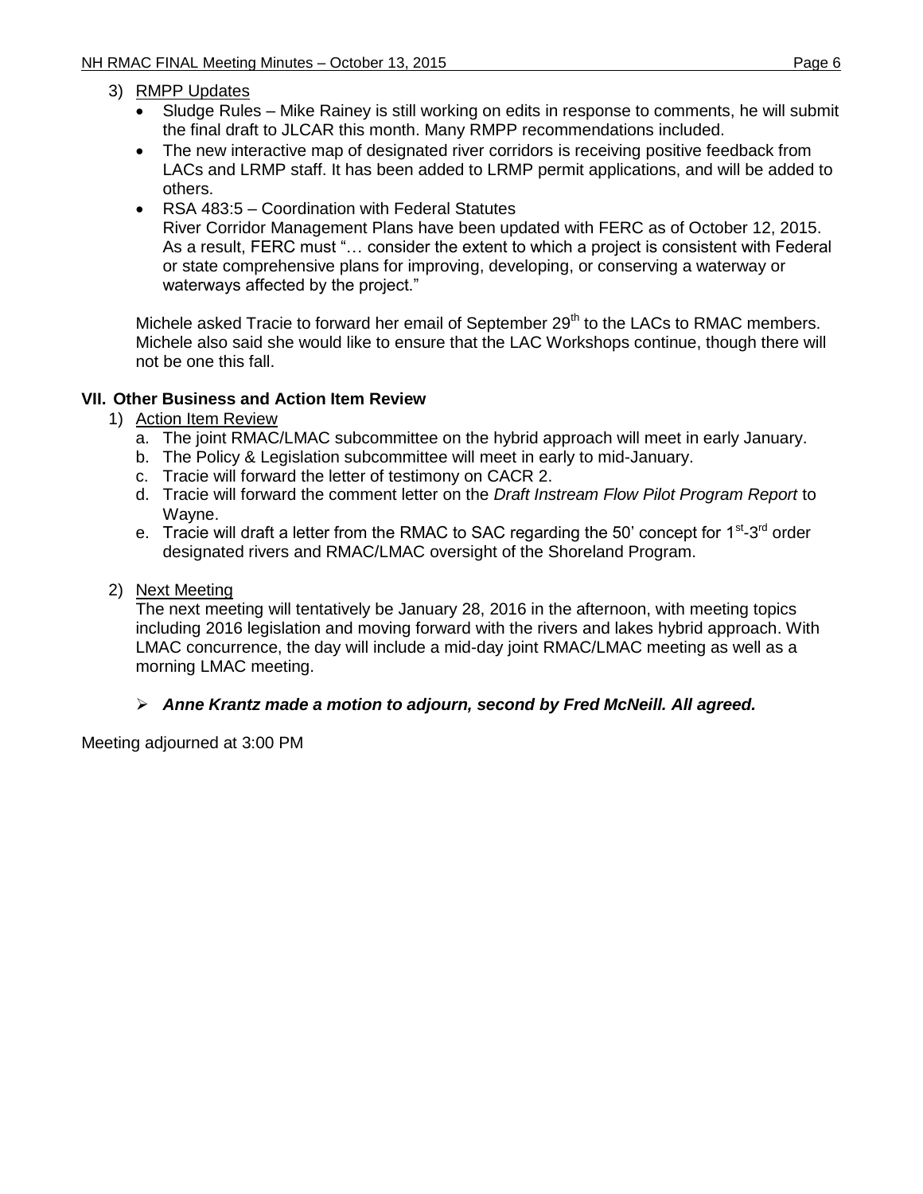3) RMPP Updates
   - Sludge Rules – Mike Rainey is still working on edits in response to comments, he will submit the final draft to JLCAR this month. Many RMPP recommendations included.
   - The new interactive map of designated river corridors is receiving positive feedback from LACs and LRMP staff. It has been added to LRMP permit applications, and will be added to others.
   - RSA 483:5 – Coordination with Federal Statutes
     River Corridor Management Plans have been updated with FERC as of October 12, 2015. As a result, FERC must "… consider the extent to which a project is consistent with Federal or state comprehensive plans for improving, developing, or conserving a waterway or waterways affected by the project."

   Michele asked Tracie to forward her email of September 29th to the LACs to RMAC members. Michele also said she would like to ensure that the LAC Workshops continue, though there will not be one this fall.

## VII. Other Business and Action Item Review

1) Action Item Review
   a. The joint RMAC/LMAC subcommittee on the hybrid approach will meet in early January.
   b. The Policy & Legislation subcommittee will meet in early to mid-January.
   c. Tracie will forward the letter of testimony on CACR 2.
   d. Tracie will forward the comment letter on the *Draft Instream Flow Pilot Program Report* to Wayne.
   e. Tracie will draft a letter from the RMAC to SAC regarding the 50' concept for 1st-3rd order designated rivers and RMAC/LMAC oversight of the Shoreland Program.

2) Next Meeting
   The next meeting will tentatively be January 28, 2016 in the afternoon, with meeting topics including 2016 legislation and moving forward with the rivers and lakes hybrid approach. With LMAC concurrence, the day will include a mid-day joint RMAC/LMAC meeting as well as a morning LMAC meeting.

   - ***Anne Krantz made a motion to adjourn, second by Fred McNeill. All agreed.***

Meeting adjourned at 3:00 PM